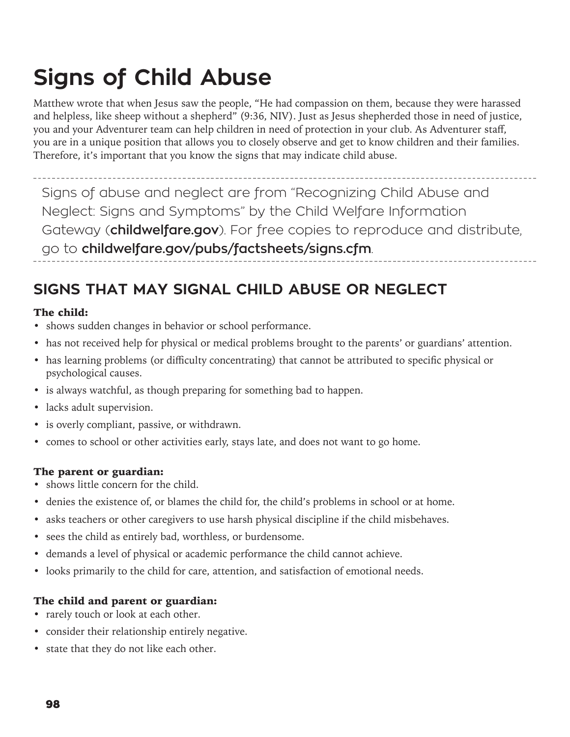# Signs of Child Abuse

Matthew wrote that when Jesus saw the people, "He had compassion on them, because they were harassed and helpless, like sheep without a shepherd" (9:36, NIV). Just as Jesus shepherded those in need of justice, you and your Adventurer team can help children in need of protection in your club. As Adventurer staff, you are in a unique position that allows you to closely observe and get to know children and their families. Therefore, it's important that you know the signs that may indicate child abuse.

---

Signs of abuse and neglect are from "Recognizing Child Abuse and Neglect: Signs and Symptoms" by the Child Welfare Information Gateway (**childwelfare.gov**). For free copies to reproduce and distribute, go to **childwelfare.gov/pubs/factsheets/signs.cfm**.

---

## SIGNS THAT MAY SIGNAL CHILD ABUSE OR NEGLECT

**The child:**

- shows sudden changes in behavior or school performance.
- has not received help for physical or medical problems brought to the parents' or guardians' attention.
- has learning problems (or difficulty concentrating) that cannot be attributed to specific physical or psychological causes.
- is always watchful, as though preparing for something bad to happen.
- lacks adult supervision.
- is overly compliant, passive, or withdrawn.
- comes to school or other activities early, stays late, and does not want to go home.

**The parent or guardian:**

- shows little concern for the child.
- denies the existence of, or blames the child for, the child's problems in school or at home.
- asks teachers or other caregivers to use harsh physical discipline if the child misbehaves.
- sees the child as entirely bad, worthless, or burdensome.
- demands a level of physical or academic performance the child cannot achieve.
- looks primarily to the child for care, attention, and satisfaction of emotional needs.

**The child and parent or guardian:**

- rarely touch or look at each other.
- consider their relationship entirely negative.
- state that they do not like each other.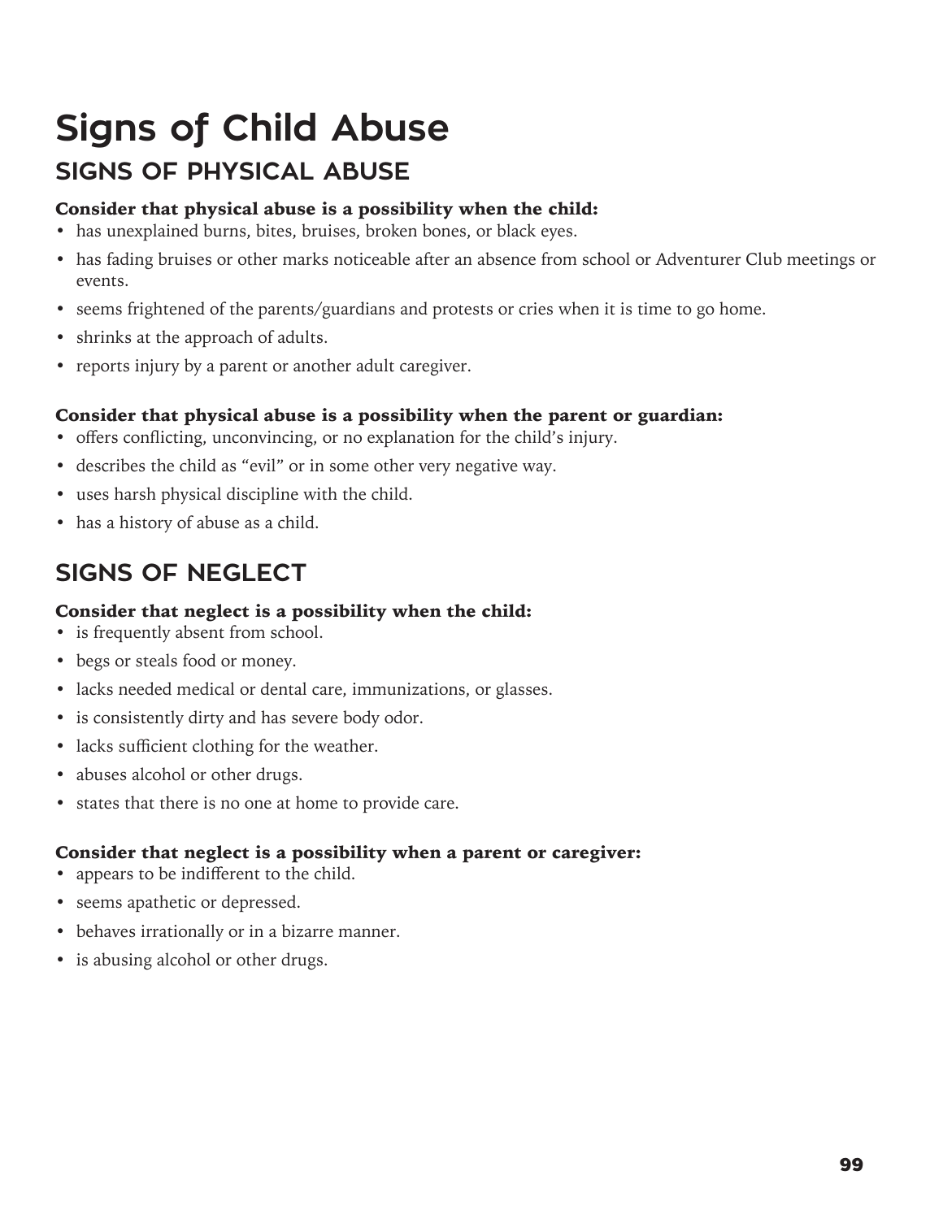# Signs of Child Abuse

## SIGNS OF PHYSICAL ABUSE

**Consider that physical abuse is a possibility when the child:**

- has unexplained burns, bites, bruises, broken bones, or black eyes.
- has fading bruises or other marks noticeable after an absence from school or Adventurer Club meetings or events.
- seems frightened of the parents/guardians and protests or cries when it is time to go home.
- shrinks at the approach of adults.
- reports injury by a parent or another adult caregiver.

**Consider that physical abuse is a possibility when the parent or guardian:**

- offers conflicting, unconvincing, or no explanation for the child's injury.
- describes the child as "evil" or in some other very negative way.
- uses harsh physical discipline with the child.
- has a history of abuse as a child.

## SIGNS OF NEGLECT

**Consider that neglect is a possibility when the child:**

- is frequently absent from school.
- begs or steals food or money.
- lacks needed medical or dental care, immunizations, or glasses.
- is consistently dirty and has severe body odor.
- lacks sufficient clothing for the weather.
- abuses alcohol or other drugs.
- states that there is no one at home to provide care.

**Consider that neglect is a possibility when a parent or caregiver:**

- appears to be indifferent to the child.
- seems apathetic or depressed.
- behaves irrationally or in a bizarre manner.
- is abusing alcohol or other drugs.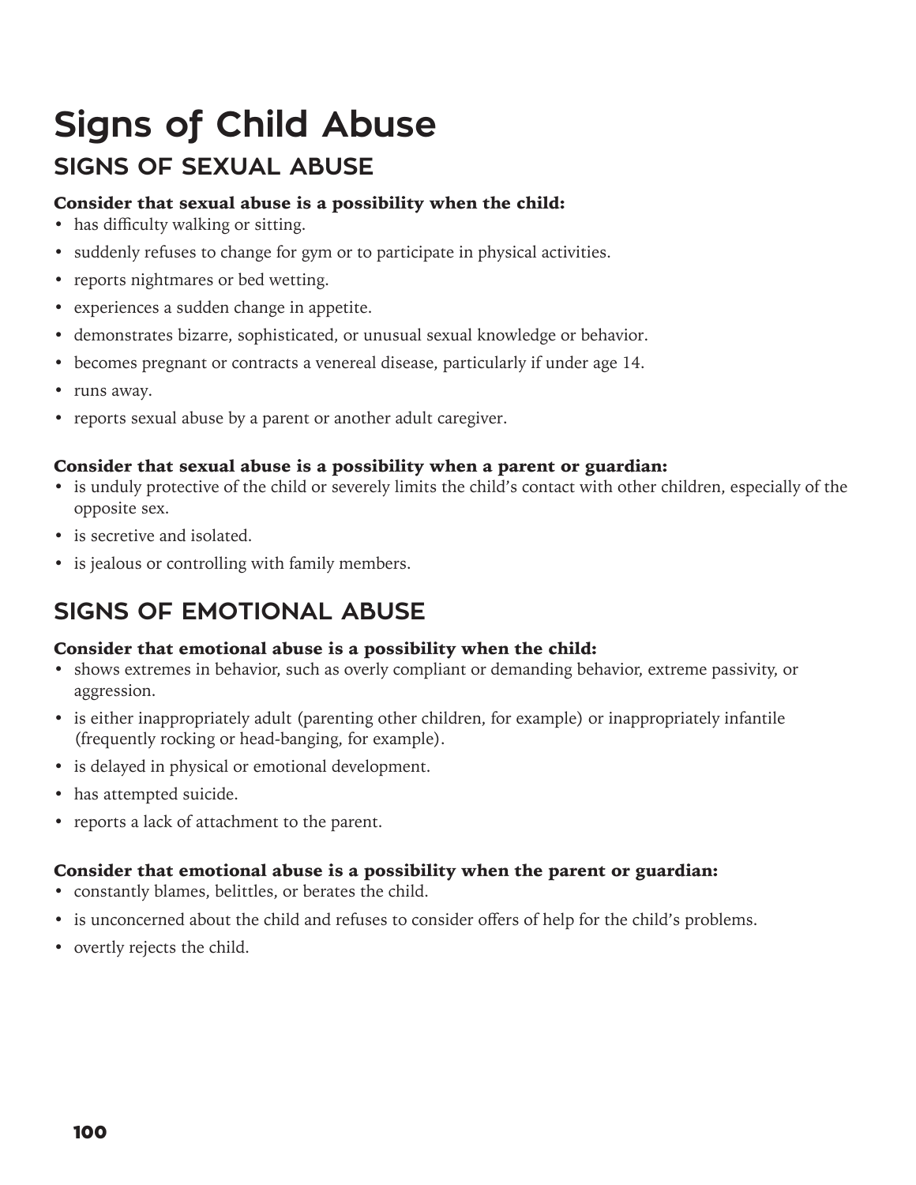# Signs of Child Abuse

## SIGNS OF SEXUAL ABUSE

**Consider that sexual abuse is a possibility when the child:**

- has difficulty walking or sitting.
- suddenly refuses to change for gym or to participate in physical activities.
- reports nightmares or bed wetting.
- experiences a sudden change in appetite.
- demonstrates bizarre, sophisticated, or unusual sexual knowledge or behavior.
- becomes pregnant or contracts a venereal disease, particularly if under age 14.
- runs away.
- reports sexual abuse by a parent or another adult caregiver.

**Consider that sexual abuse is a possibility when a parent or guardian:**

- is unduly protective of the child or severely limits the child's contact with other children, especially of the opposite sex.
- is secretive and isolated.
- is jealous or controlling with family members.

## SIGNS OF EMOTIONAL ABUSE

**Consider that emotional abuse is a possibility when the child:**

- shows extremes in behavior, such as overly compliant or demanding behavior, extreme passivity, or aggression.
- is either inappropriately adult (parenting other children, for example) or inappropriately infantile (frequently rocking or head-banging, for example).
- is delayed in physical or emotional development.
- has attempted suicide.
- reports a lack of attachment to the parent.

**Consider that emotional abuse is a possibility when the parent or guardian:**

- constantly blames, belittles, or berates the child.
- is unconcerned about the child and refuses to consider offers of help for the child's problems.
- overtly rejects the child.